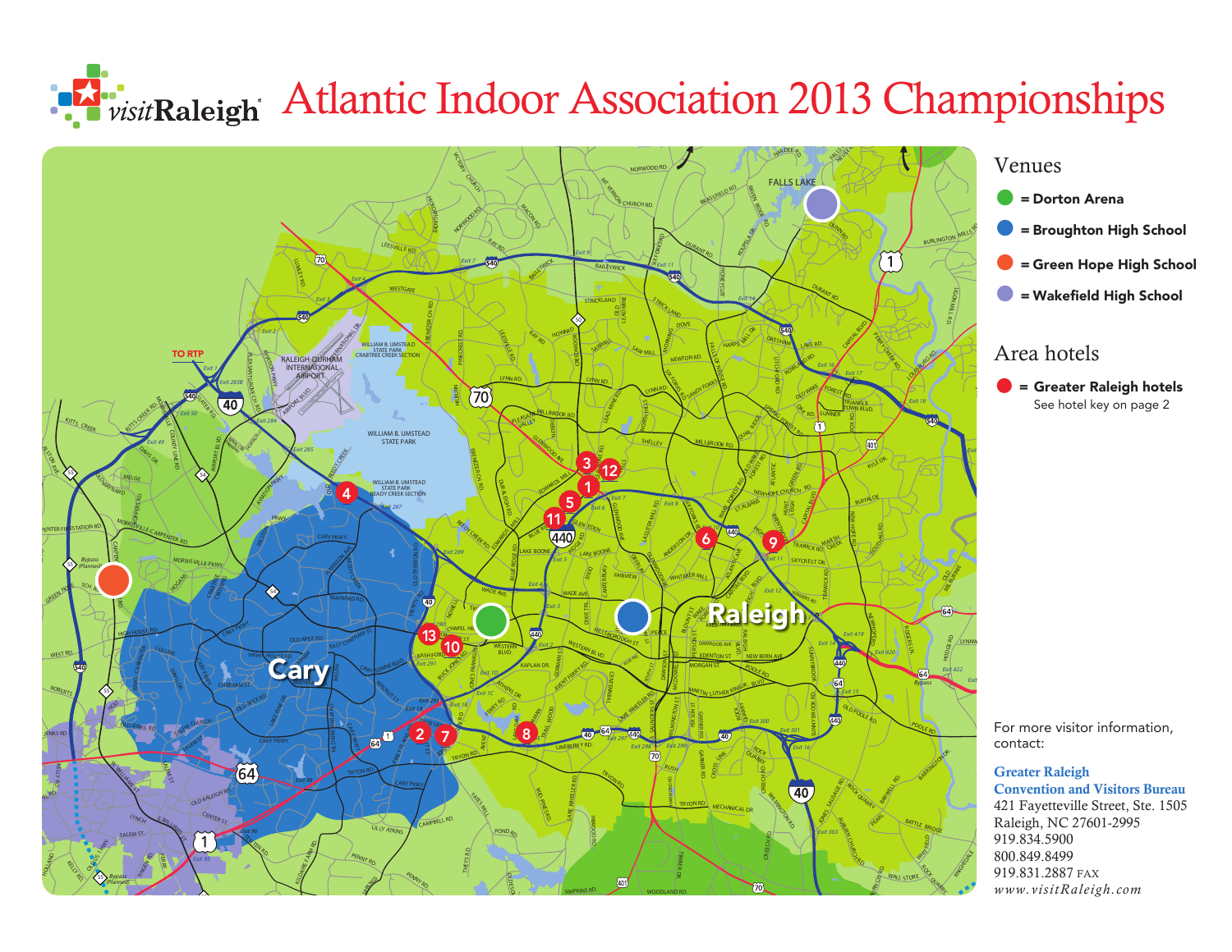# Atlantic Indoor Association 2013 Championships

visitRaleigh

## Venues

- = Dorton Arena
- = Broughton High School
- = Green Hope High School
- = Wakefield High School

## Area hotels

- = Greater Raleigh hotels
  See hotel key on page 2

For more visitor information, contact:

**Greater Raleigh Convention and Visitors Bureau**
421 Fayetteville Street, Ste. 1505
Raleigh, NC 27601-2995
919.834.5900
800.849.8499
919.831.2887 FAX
*www.visitRaleigh.com*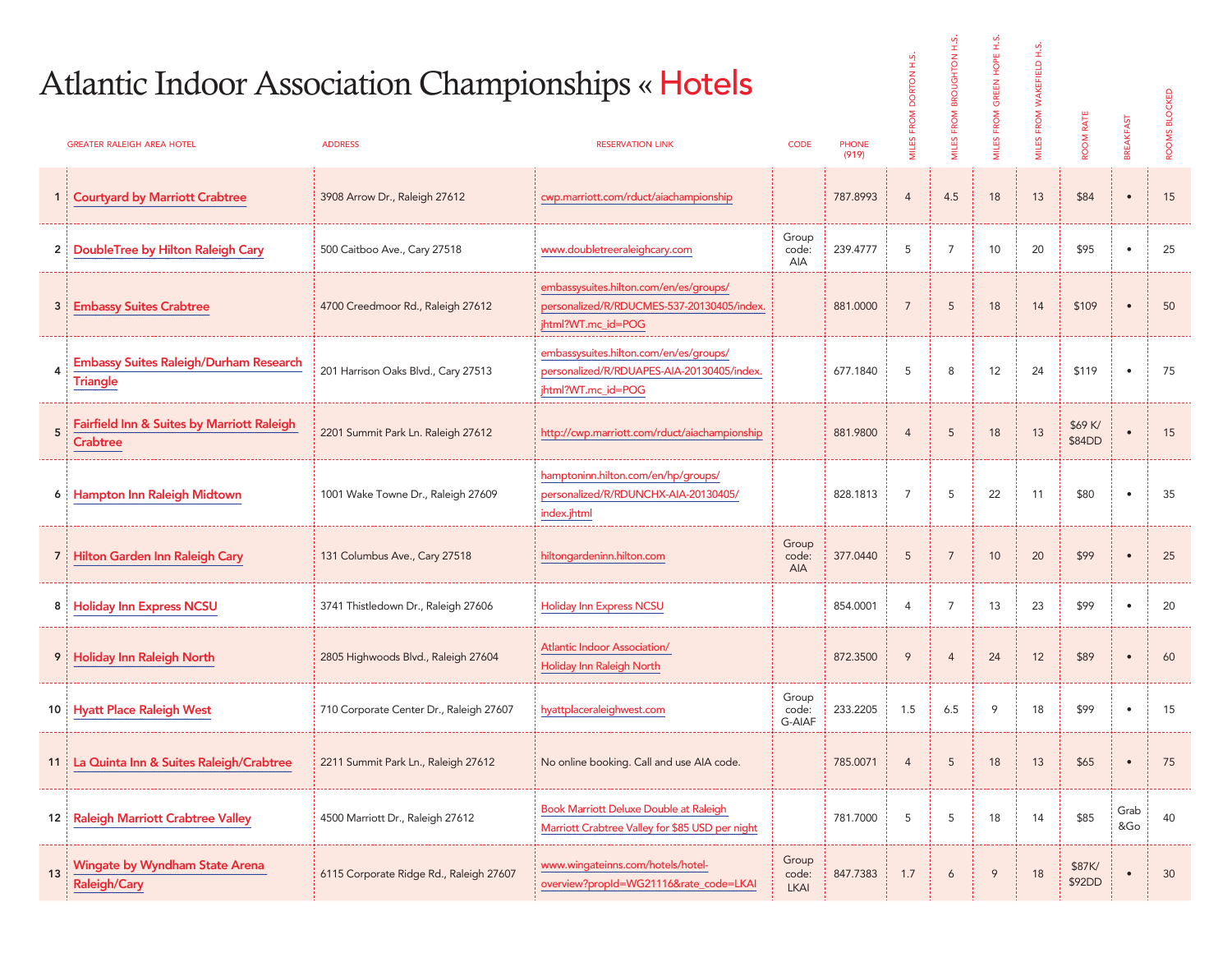# Atlantic Indoor Association Championships « Hotels

| | GREATER RALEIGH AREA HOTEL | ADDRESS | RESERVATION LINK | CODE | PHONE (919) | MILES FROM DORTON H.S. | MILES FROM BROUGHTON H.S. | MILES FROM GREEN HOPE H.S. | MILES FROM WAKEFIELD H.S. | ROOM RATE | BREAKFAST | ROOMS BLOCKED |
|---|---|---|---|---|---|---|---|---|---|---|---|---|
| 1 | Courtyard by Marriott Crabtree | 3908 Arrow Dr., Raleigh 27612 | cwp.marriott.com/rduct/aiachampionship | | 787.8993 | 4 | 4.5 | 18 | 13 | $84 | • | 15 |
| 2 | DoubleTree by Hilton Raleigh Cary | 500 Caitboo Ave., Cary 27518 | www.doubletreeraleighcary.com | Group code: AIA | 239.4777 | 5 | 7 | 10 | 20 | $95 | • | 25 |
| 3 | Embassy Suites Crabtree | 4700 Creedmoor Rd., Raleigh 27612 | embassysuites.hilton.com/en/es/groups/personalized/R/RDUCMES-537-20130405/index.jhtml?WT.mc_id=POG | | 881.0000 | 7 | 5 | 18 | 14 | $109 | • | 50 |
| 4 | Embassy Suites Raleigh/Durham Research Triangle | 201 Harrison Oaks Blvd., Cary 27513 | embassysuites.hilton.com/en/es/groups/personalized/R/RDUAPES-AIA-20130405/index.jhtml?WT.mc_id=POG | | 677.1840 | 5 | 8 | 12 | 24 | $119 | • | 75 |
| 5 | Fairfield Inn & Suites by Marriott Raleigh Crabtree | 2201 Summit Park Ln. Raleigh 27612 | http://cwp.marriott.com/rduct/aiachampionship | | 881.9800 | 4 | 5 | 18 | 13 | $69 K/ $84DD | • | 15 |
| 6 | Hampton Inn Raleigh Midtown | 1001 Wake Towne Dr., Raleigh 27609 | hamptoninn.hilton.com/en/hp/groups/personalized/R/RDUNCHX-AIA-20130405/index.jhtml | | 828.1813 | 7 | 5 | 22 | 11 | $80 | • | 35 |
| 7 | Hilton Garden Inn Raleigh Cary | 131 Columbus Ave., Cary 27518 | hiltongardeninn.hilton.com | Group code: AIA | 377.0440 | 5 | 7 | 10 | 20 | $99 | • | 25 |
| 8 | Holiday Inn Express NCSU | 3741 Thistledown Dr., Raleigh 27606 | Holiday Inn Express NCSU | | 854.0001 | 4 | 7 | 13 | 23 | $99 | • | 20 |
| 9 | Holiday Inn Raleigh North | 2805 Highwoods Blvd., Raleigh 27604 | Atlantic Indoor Association/ Holiday Inn Raleigh North | | 872.3500 | 9 | 4 | 24 | 12 | $89 | • | 60 |
| 10 | Hyatt Place Raleigh West | 710 Corporate Center Dr., Raleigh 27607 | hyattplaceraleighwest.com | Group code: G-AIAF | 233.2205 | 1.5 | 6.5 | 9 | 18 | $99 | • | 15 |
| 11 | La Quinta Inn & Suites Raleigh/Crabtree | 2211 Summit Park Ln., Raleigh 27612 | No online booking. Call and use AIA code. | | 785.0071 | 4 | 5 | 18 | 13 | $65 | • | 75 |
| 12 | Raleigh Marriott Crabtree Valley | 4500 Marriott Dr., Raleigh 27612 | Book Marriott Deluxe Double at Raleigh Marriott Crabtree Valley for $85 USD per night | | 781.7000 | 5 | 5 | 18 | 14 | $85 | Grab &Go | 40 |
| 13 | Wingate by Wyndham State Arena Raleigh/Cary | 6115 Corporate Ridge Rd., Raleigh 27607 | www.wingateinns.com/hotels/hotel-overview?propId=WG21116&rate_code=LKAI | Group code: LKAI | 847.7383 | 1.7 | 6 | 9 | 18 | $87K/ $92DD | • | 30 |